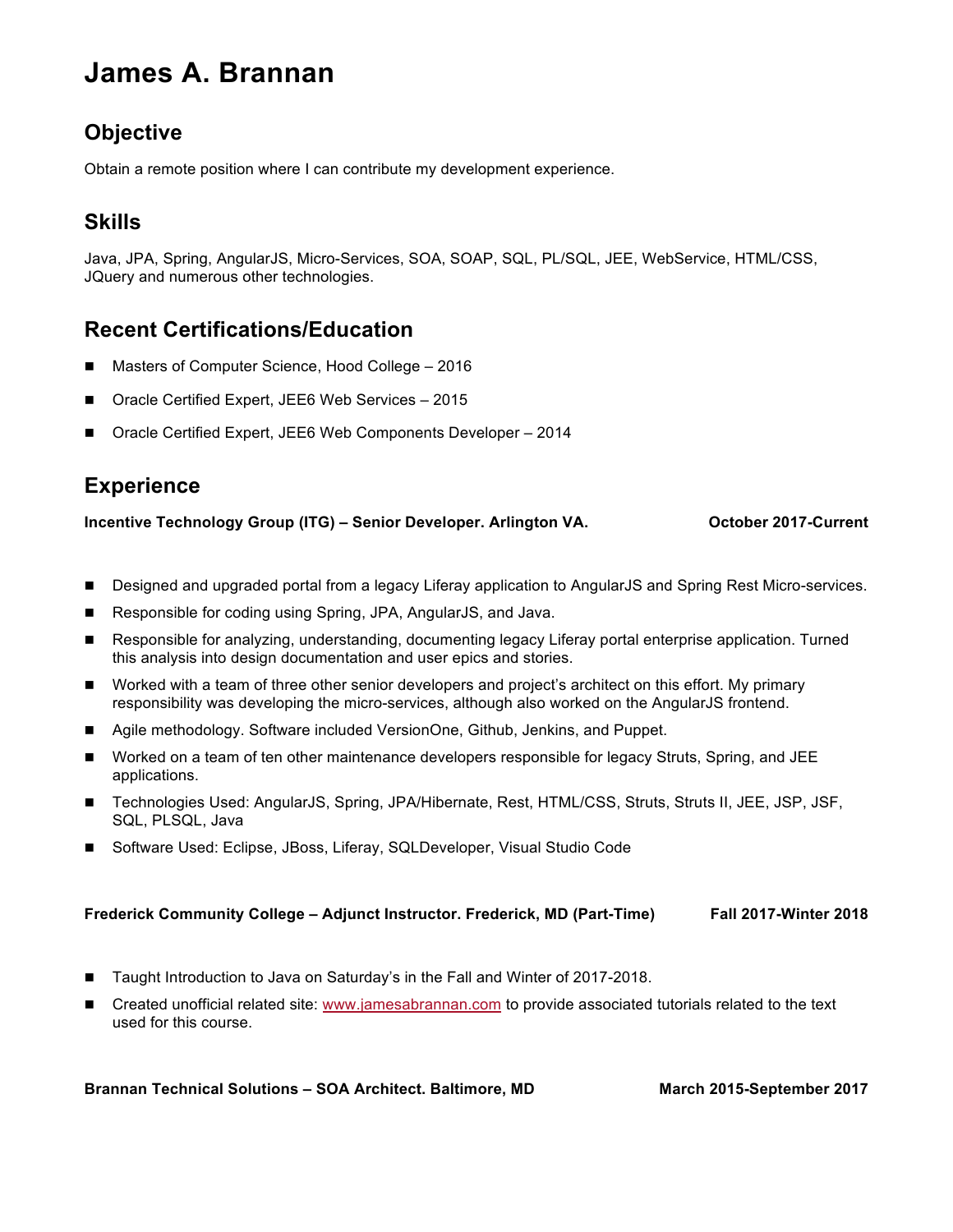# James A. Brannan

## Objective

Obtain a remote position where I can contribute my development experience.

## Skills

Java, JPA, Spring, AngularJS, Micro-Services, SOA, SOAP, SQL, PL/SQL, JEE, WebService, HTML/CSS, JQuery and numerous other technologies.

## Recent Certifications/Education

- Masters of Computer Science, Hood College – 2016
- Oracle Certified Expert, JEE6 Web Services – 2015
- Oracle Certified Expert, JEE6 Web Components Developer – 2014

## Experience

**Incentive Technology Group (ITG) – Senior Developer. Arlington VA.** **October 2017-Current**

- Designed and upgraded portal from a legacy Liferay application to AngularJS and Spring Rest Micro-services.
- Responsible for coding using Spring, JPA, AngularJS, and Java.
- Responsible for analyzing, understanding, documenting legacy Liferay portal enterprise application. Turned this analysis into design documentation and user epics and stories.
- Worked with a team of three other senior developers and project's architect on this effort. My primary responsibility was developing the micro-services, although also worked on the AngularJS frontend.
- Agile methodology. Software included VersionOne, Github, Jenkins, and Puppet.
- Worked on a team of ten other maintenance developers responsible for legacy Struts, Spring, and JEE applications.
- Technologies Used: AngularJS, Spring, JPA/Hibernate, Rest, HTML/CSS, Struts, Struts II, JEE, JSP, JSF, SQL, PLSQL, Java
- Software Used: Eclipse, JBoss, Liferay, SQLDeveloper, Visual Studio Code

**Frederick Community College – Adjunct Instructor. Frederick, MD (Part-Time)** **Fall 2017-Winter 2018**

- Taught Introduction to Java on Saturday's in the Fall and Winter of 2017-2018.
- Created unofficial related site: [www.jamesabrannan.com](http://www.jamesabrannan.com) to provide associated tutorials related to the text used for this course.

**Brannan Technical Solutions – SOA Architect. Baltimore, MD** **March 2015-September 2017**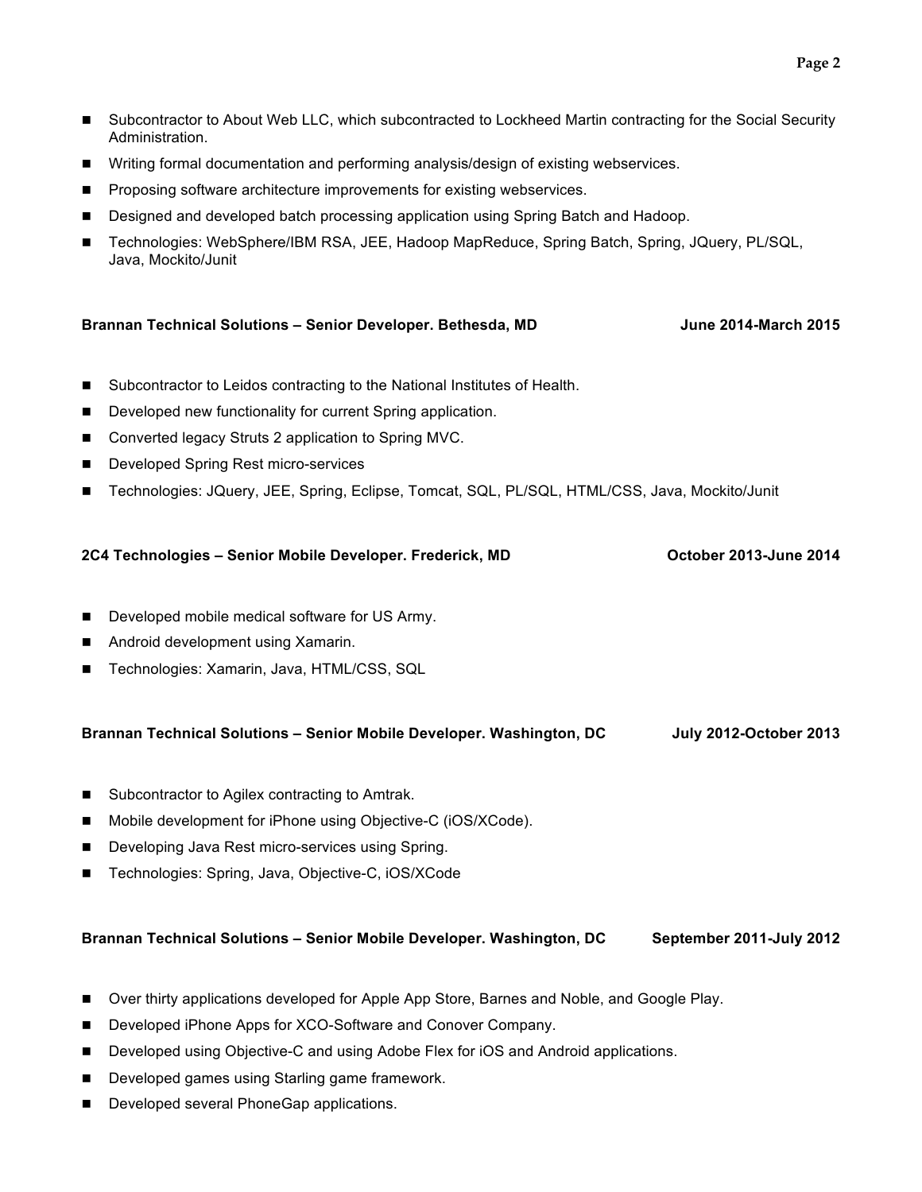- Subcontractor to About Web LLC, which subcontracted to Lockheed Martin contracting for the Social Security Administration.
- Writing formal documentation and performing analysis/design of existing webservices.
- Proposing software architecture improvements for existing webservices.
- Designed and developed batch processing application using Spring Batch and Hadoop.
- Technologies: WebSphere/IBM RSA, JEE, Hadoop MapReduce, Spring Batch, Spring, JQuery, PL/SQL, Java, Mockito/Junit

**Brannan Technical Solutions – Senior Developer. Bethesda, MD** **June 2014-March 2015**

- Subcontractor to Leidos contracting to the National Institutes of Health.
- Developed new functionality for current Spring application.
- Converted legacy Struts 2 application to Spring MVC.
- Developed Spring Rest micro-services
- Technologies: JQuery, JEE, Spring, Eclipse, Tomcat, SQL, PL/SQL, HTML/CSS, Java, Mockito/Junit

**2C4 Technologies – Senior Mobile Developer. Frederick, MD** **October 2013-June 2014**

- Developed mobile medical software for US Army.
- Android development using Xamarin.
- Technologies: Xamarin, Java, HTML/CSS, SQL

**Brannan Technical Solutions – Senior Mobile Developer. Washington, DC** **July 2012-October 2013**

- Subcontractor to Agilex contracting to Amtrak.
- Mobile development for iPhone using Objective-C (iOS/XCode).
- Developing Java Rest micro-services using Spring.
- Technologies: Spring, Java, Objective-C, iOS/XCode

**Brannan Technical Solutions – Senior Mobile Developer. Washington, DC** **September 2011-July 2012**

- Over thirty applications developed for Apple App Store, Barnes and Noble, and Google Play.
- Developed iPhone Apps for XCO-Software and Conover Company.
- Developed using Objective-C and using Adobe Flex for iOS and Android applications.
- Developed games using Starling game framework.
- Developed several PhoneGap applications.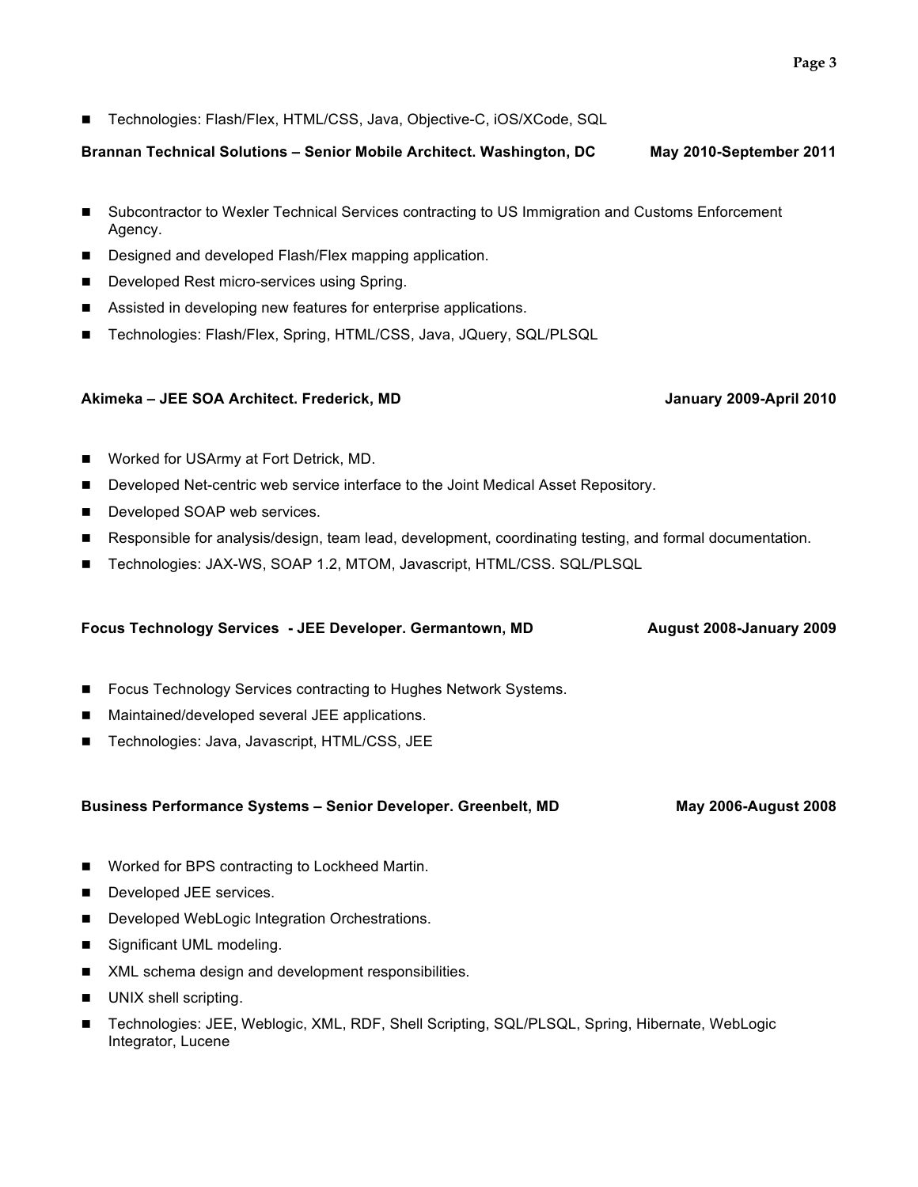- Technologies: Flash/Flex, HTML/CSS, Java, Objective-C, iOS/XCode, SQL

**Brannan Technical Solutions – Senior Mobile Architect. Washington, DC — May 2010-September 2011**

- Subcontractor to Wexler Technical Services contracting to US Immigration and Customs Enforcement Agency.
- Designed and developed Flash/Flex mapping application.
- Developed Rest micro-services using Spring.
- Assisted in developing new features for enterprise applications.
- Technologies: Flash/Flex, Spring, HTML/CSS, Java, JQuery, SQL/PLSQL

**Akimeka – JEE SOA Architect. Frederick, MD — January 2009-April 2010**

- Worked for USArmy at Fort Detrick, MD.
- Developed Net-centric web service interface to the Joint Medical Asset Repository.
- Developed SOAP web services.
- Responsible for analysis/design, team lead, development, coordinating testing, and formal documentation.
- Technologies: JAX-WS, SOAP 1.2, MTOM, Javascript, HTML/CSS. SQL/PLSQL

**Focus Technology Services - JEE Developer. Germantown, MD — August 2008-January 2009**

- Focus Technology Services contracting to Hughes Network Systems.
- Maintained/developed several JEE applications.
- Technologies: Java, Javascript, HTML/CSS, JEE

**Business Performance Systems – Senior Developer. Greenbelt, MD — May 2006-August 2008**

- Worked for BPS contracting to Lockheed Martin.
- Developed JEE services.
- Developed WebLogic Integration Orchestrations.
- Significant UML modeling.
- XML schema design and development responsibilities.
- UNIX shell scripting.
- Technologies: JEE, Weblogic, XML, RDF, Shell Scripting, SQL/PLSQL, Spring, Hibernate, WebLogic Integrator, Lucene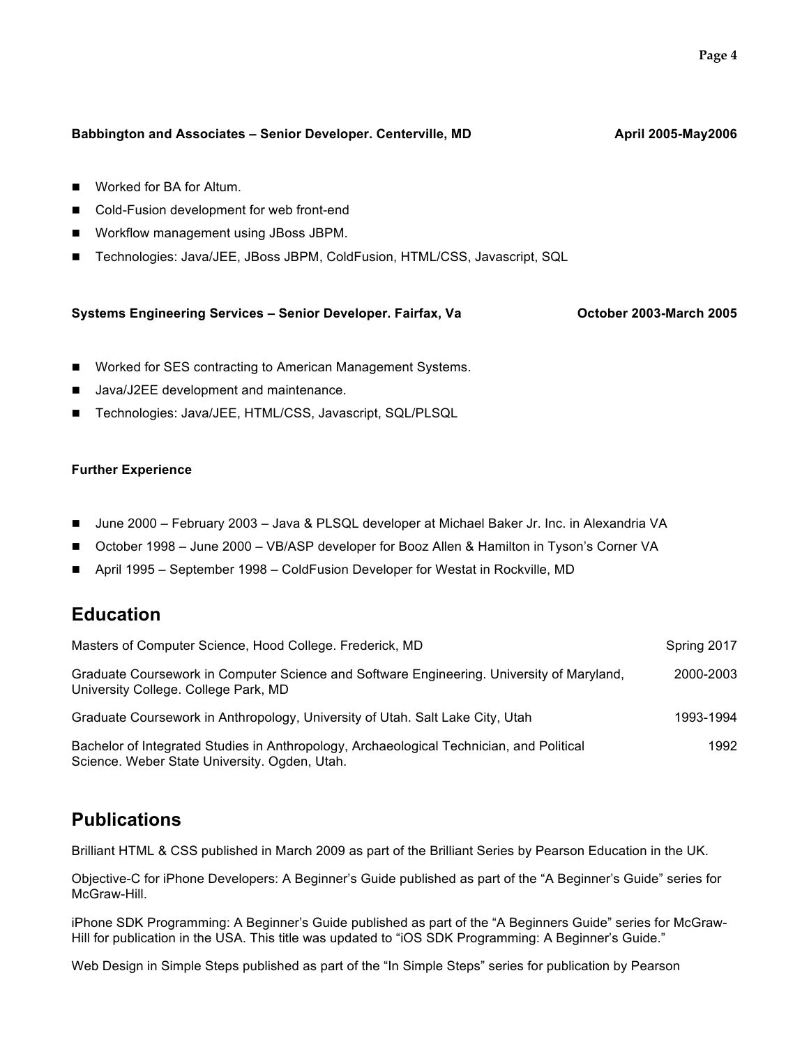**Babbington and Associates – Senior Developer. Centerville, MD** **April 2005-May2006**

- Worked for BA for Altum.
- Cold-Fusion development for web front-end
- Workflow management using JBoss JBPM.
- Technologies: Java/JEE, JBoss JBPM, ColdFusion, HTML/CSS, Javascript, SQL

**Systems Engineering Services – Senior Developer. Fairfax, Va** **October 2003-March 2005**

- Worked for SES contracting to American Management Systems.
- Java/J2EE development and maintenance.
- Technologies: Java/JEE, HTML/CSS, Javascript, SQL/PLSQL

**Further Experience**

- June 2000 – February 2003 – Java & PLSQL developer at Michael Baker Jr. Inc. in Alexandria VA
- October 1998 – June 2000 – VB/ASP developer for Booz Allen & Hamilton in Tyson's Corner VA
- April 1995 – September 1998 – ColdFusion Developer for Westat in Rockville, MD

## Education

Masters of Computer Science, Hood College. Frederick, MD — Spring 2017

Graduate Coursework in Computer Science and Software Engineering. University of Maryland, University College. College Park, MD — 2000-2003

Graduate Coursework in Anthropology, University of Utah. Salt Lake City, Utah — 1993-1994

Bachelor of Integrated Studies in Anthropology, Archaeological Technician, and Political Science. Weber State University. Ogden, Utah. — 1992

## Publications

Brilliant HTML & CSS published in March 2009 as part of the Brilliant Series by Pearson Education in the UK.

Objective-C for iPhone Developers: A Beginner's Guide published as part of the "A Beginner's Guide" series for McGraw-Hill.

iPhone SDK Programming: A Beginner's Guide published as part of the "A Beginners Guide" series for McGraw-Hill for publication in the USA. This title was updated to "iOS SDK Programming: A Beginner's Guide."

Web Design in Simple Steps published as part of the "In Simple Steps" series for publication by Pearson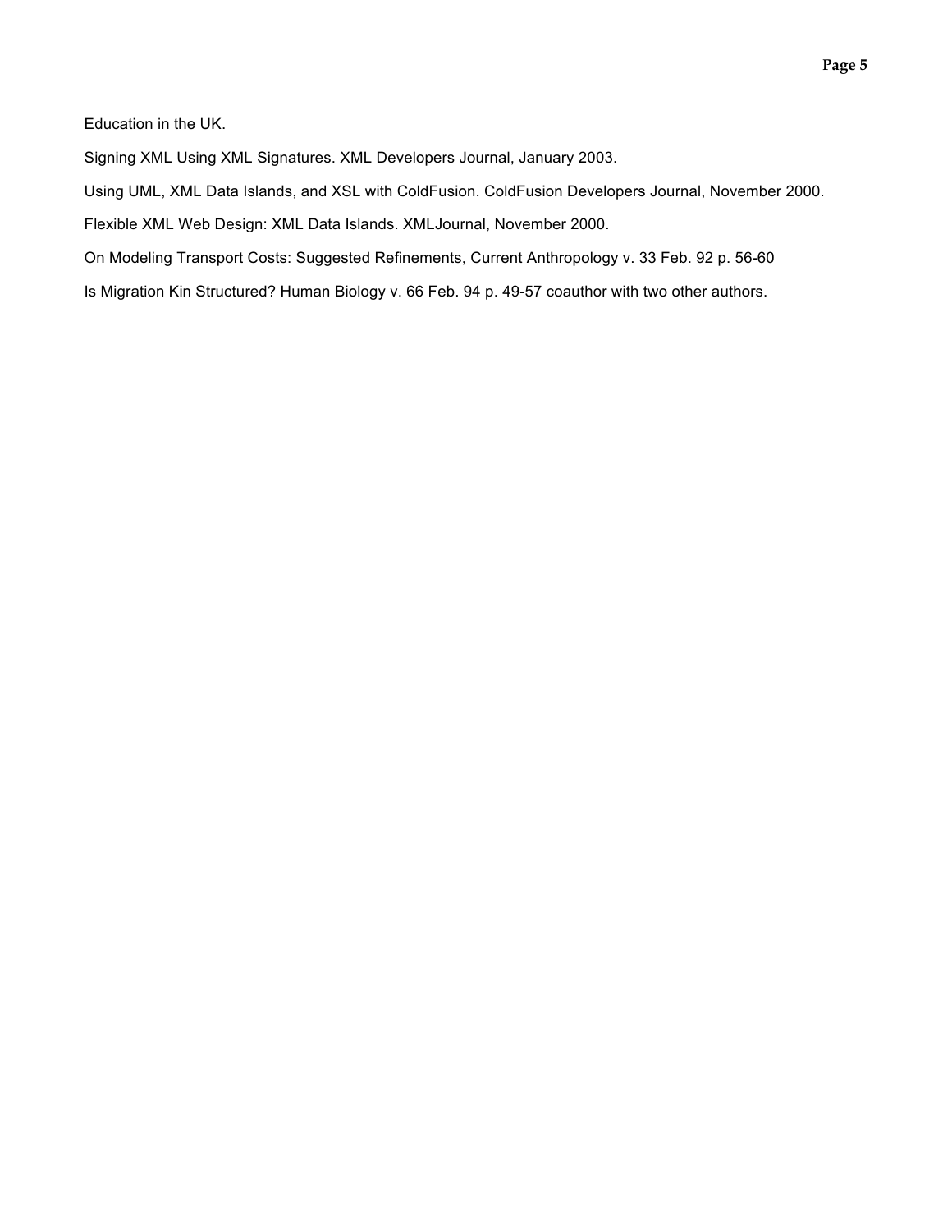Education in the UK.

Signing XML Using XML Signatures. XML Developers Journal, January 2003.

Using UML, XML Data Islands, and XSL with ColdFusion. ColdFusion Developers Journal, November 2000.

Flexible XML Web Design: XML Data Islands. XMLJournal, November 2000.

On Modeling Transport Costs: Suggested Refinements, Current Anthropology v. 33 Feb. 92 p. 56-60

Is Migration Kin Structured? Human Biology v. 66 Feb. 94 p. 49-57 coauthor with two other authors.